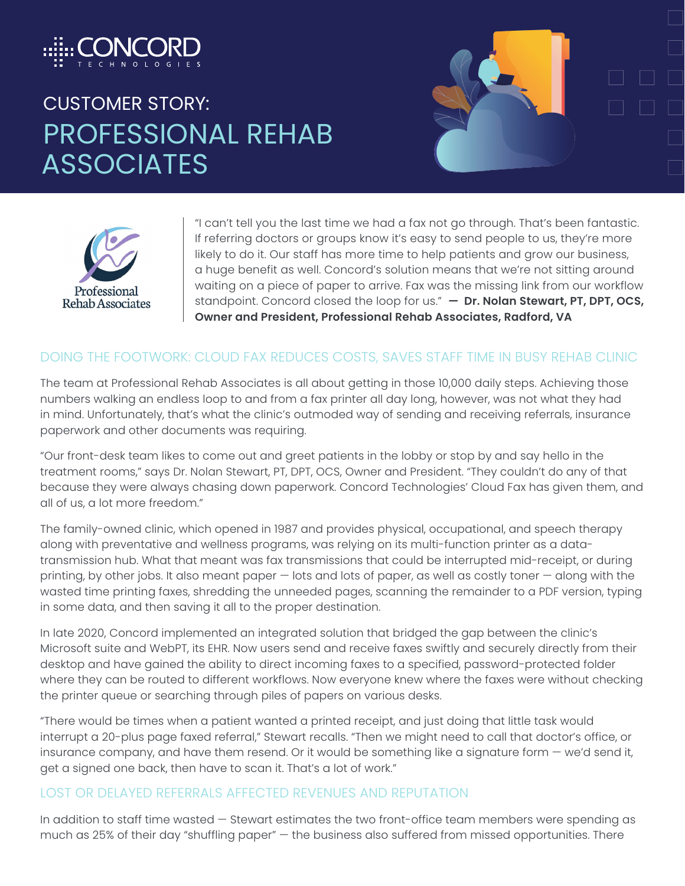CONCORD TECHNOLOGIES

# CUSTOMER STORY: PROFESSIONAL REHAB ASSOCIATES

Professional Rehab Associates

"I can't tell you the last time we had a fax not go through. That's been fantastic. If referring doctors or groups know it's easy to send people to us, they're more likely to do it. Our staff has more time to help patients and grow our business, a huge benefit as well. Concord's solution means that we're not sitting around waiting on a piece of paper to arrive. Fax was the missing link from our workflow standpoint. Concord closed the loop for us." **— Dr. Nolan Stewart, PT, DPT, OCS, Owner and President, Professional Rehab Associates, Radford, VA**

## DOING THE FOOTWORK: CLOUD FAX REDUCES COSTS, SAVES STAFF TIME IN BUSY REHAB CLINIC

The team at Professional Rehab Associates is all about getting in those 10,000 daily steps. Achieving those numbers walking an endless loop to and from a fax printer all day long, however, was not what they had in mind. Unfortunately, that's what the clinic's outmoded way of sending and receiving referrals, insurance paperwork and other documents was requiring.

"Our front-desk team likes to come out and greet patients in the lobby or stop by and say hello in the treatment rooms," says Dr. Nolan Stewart, PT, DPT, OCS, Owner and President. "They couldn't do any of that because they were always chasing down paperwork. Concord Technologies' Cloud Fax has given them, and all of us, a lot more freedom."

The family-owned clinic, which opened in 1987 and provides physical, occupational, and speech therapy along with preventative and wellness programs, was relying on its multi-function printer as a data-transmission hub. What that meant was fax transmissions that could be interrupted mid-receipt, or during printing, by other jobs. It also meant paper — lots and lots of paper, as well as costly toner — along with the wasted time printing faxes, shredding the unneeded pages, scanning the remainder to a PDF version, typing in some data, and then saving it all to the proper destination.

In late 2020, Concord implemented an integrated solution that bridged the gap between the clinic's Microsoft suite and WebPT, its EHR. Now users send and receive faxes swiftly and securely directly from their desktop and have gained the ability to direct incoming faxes to a specified, password-protected folder where they can be routed to different workflows. Now everyone knew where the faxes were without checking the printer queue or searching through piles of papers on various desks.

"There would be times when a patient wanted a printed receipt, and just doing that little task would interrupt a 20-plus page faxed referral," Stewart recalls. "Then we might need to call that doctor's office, or insurance company, and have them resend. Or it would be something like a signature form — we'd send it, get a signed one back, then have to scan it. That's a lot of work."

## LOST OR DELAYED REFERRALS AFFECTED REVENUES AND REPUTATION

In addition to staff time wasted — Stewart estimates the two front-office team members were spending as much as 25% of their day "shuffling paper" — the business also suffered from missed opportunities. There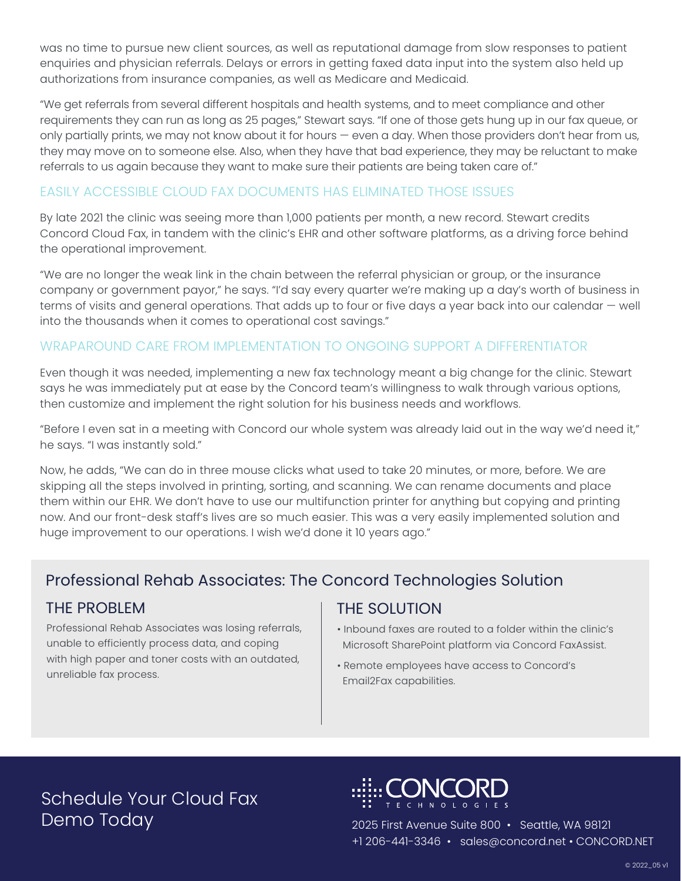was no time to pursue new client sources, as well as reputational damage from slow responses to patient enquiries and physician referrals. Delays or errors in getting faxed data input into the system also held up authorizations from insurance companies, as well as Medicare and Medicaid.

"We get referrals from several different hospitals and health systems, and to meet compliance and other requirements they can run as long as 25 pages," Stewart says. "If one of those gets hung up in our fax queue, or only partially prints, we may not know about it for hours — even a day. When those providers don't hear from us, they may move on to someone else. Also, when they have that bad experience, they may be reluctant to make referrals to us again because they want to make sure their patients are being taken care of."

## EASILY ACCESSIBLE CLOUD FAX DOCUMENTS HAS ELIMINATED THOSE ISSUES

By late 2021 the clinic was seeing more than 1,000 patients per month, a new record. Stewart credits Concord Cloud Fax, in tandem with the clinic's EHR and other software platforms, as a driving force behind the operational improvement.

"We are no longer the weak link in the chain between the referral physician or group, or the insurance company or government payor," he says. "I'd say every quarter we're making up a day's worth of business in terms of visits and general operations. That adds up to four or five days a year back into our calendar — well into the thousands when it comes to operational cost savings."

## WRAPAROUND CARE FROM IMPLEMENTATION TO ONGOING SUPPORT A DIFFERENTIATOR

Even though it was needed, implementing a new fax technology meant a big change for the clinic. Stewart says he was immediately put at ease by the Concord team's willingness to walk through various options, then customize and implement the right solution for his business needs and workflows.

"Before I even sat in a meeting with Concord our whole system was already laid out in the way we'd need it," he says. "I was instantly sold."

Now, he adds, "We can do in three mouse clicks what used to take 20 minutes, or more, before. We are skipping all the steps involved in printing, sorting, and scanning. We can rename documents and place them within our EHR. We don't have to use our multifunction printer for anything but copying and printing now. And our front-desk staff's lives are so much easier. This was a very easily implemented solution and huge improvement to our operations. I wish we'd done it 10 years ago."

## Professional Rehab Associates: The Concord Technologies Solution

### THE PROBLEM

Professional Rehab Associates was losing referrals, unable to efficiently process data, and coping with high paper and toner costs with an outdated, unreliable fax process.

### THE SOLUTION

- Inbound faxes are routed to a folder within the clinic's Microsoft SharePoint platform via Concord FaxAssist.
- Remote employees have access to Concord's Email2Fax capabilities.

## Schedule Your Cloud Fax Demo Today

CONCORD TECHNOLOGIES

2025 First Avenue Suite 800 • Seattle, WA 98121
+1 206-441-3346 • sales@concord.net • CONCORD.NET

© 2022_05 v1